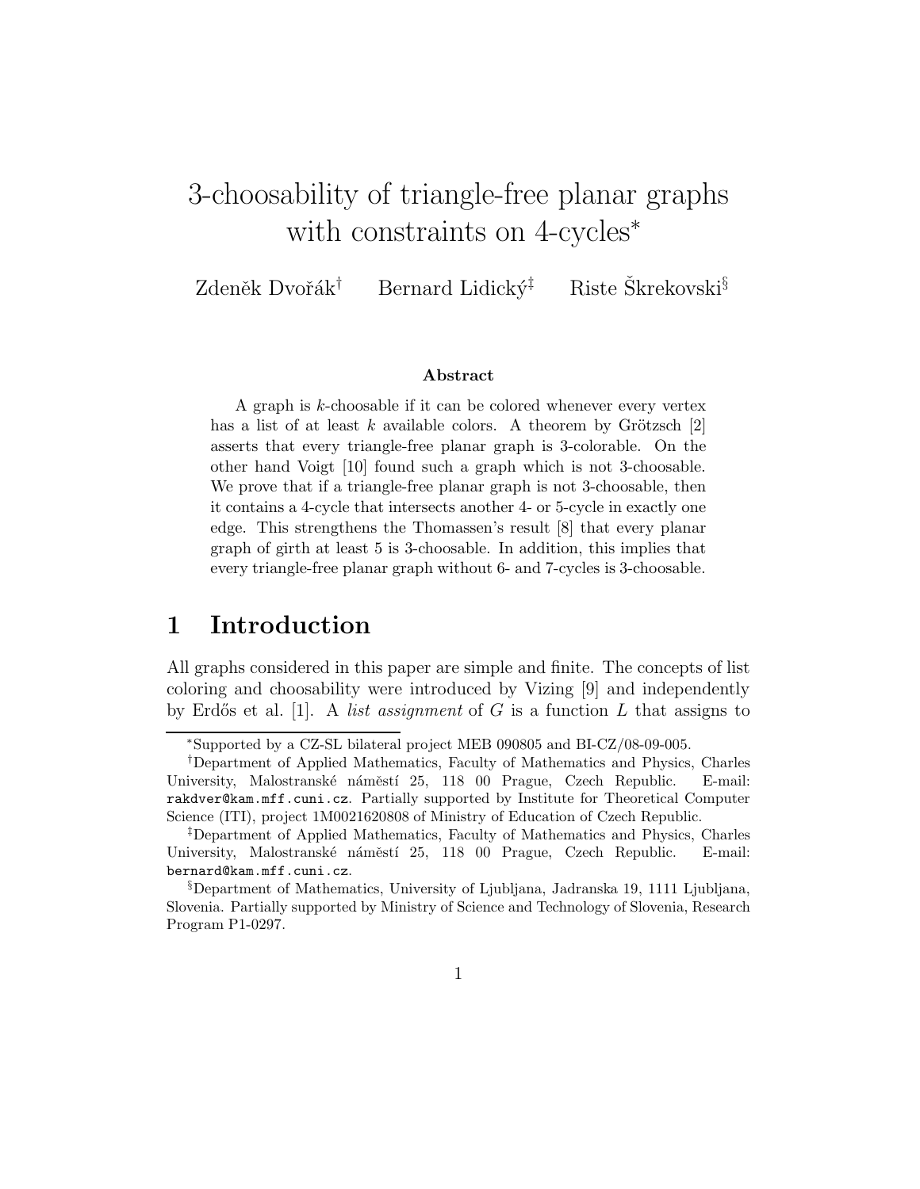# 3-choosability of triangle-free planar graphs with constraints on 4-cycles*

Zdeněk Dvořák[†] Bernard Lidický[‡] Riste Škrekovski[§]

### Abstract

A graph is $k$-choosable if it can be colored whenever every vertex has a list of at least $k$ available colors. A theorem by Grötzsch [2] asserts that every triangle-free planar graph is 3-colorable. On the other hand Voigt [10] found such a graph which is not 3-choosable. We prove that if a triangle-free planar graph is not 3-choosable, then it contains a 4-cycle that intersects another 4- or 5-cycle in exactly one edge. This strengthens the Thomassen's result [8] that every planar graph of girth at least 5 is 3-choosable. In addition, this implies that every triangle-free planar graph without 6- and 7-cycles is 3-choosable.

## 1 Introduction

All graphs considered in this paper are simple and finite. The concepts of list coloring and choosability were introduced by Vizing [9] and independently by Erdős et al. [1]. A *list assignment* of $G$ is a function $L$ that assigns to

---

*Supported by a CZ-SL bilateral project MEB 090805 and BI-CZ/08-09-005.

†Department of Applied Mathematics, Faculty of Mathematics and Physics, Charles University, Malostranské náměstí 25, 118 00 Prague, Czech Republic. E-mail: rakdver@kam.mff.cuni.cz. Partially supported by Institute for Theoretical Computer Science (ITI), project 1M0021620808 of Ministry of Education of Czech Republic.

‡Department of Applied Mathematics, Faculty of Mathematics and Physics, Charles University, Malostranské náměstí 25, 118 00 Prague, Czech Republic. E-mail: bernard@kam.mff.cuni.cz.

§Department of Mathematics, University of Ljubljana, Jadranska 19, 1111 Ljubljana, Slovenia. Partially supported by Ministry of Science and Technology of Slovenia, Research Program P1-0297.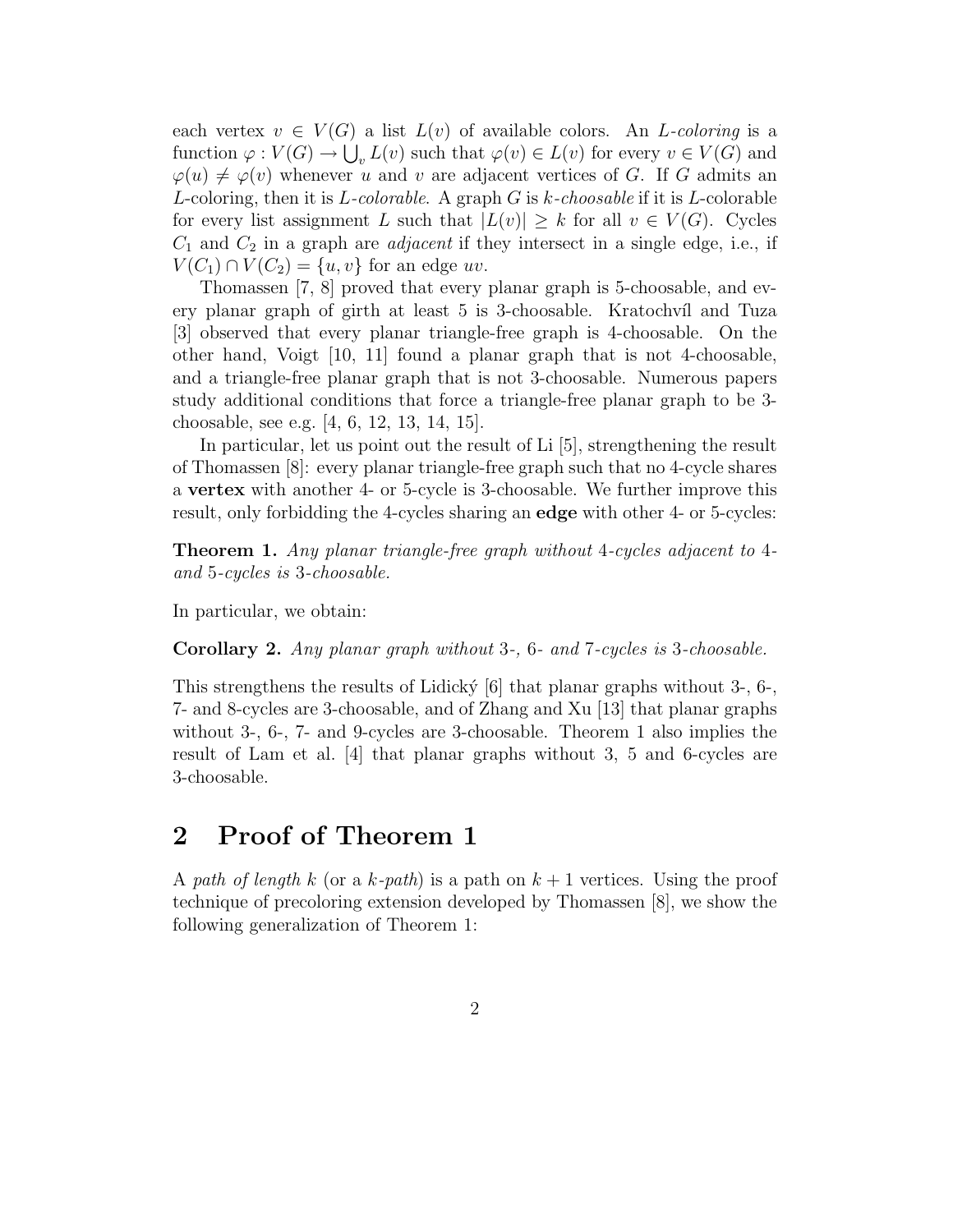each vertex $v \in V(G)$ a list $L(v)$ of available colors. An *L-coloring* is a function $\varphi : V(G) \to \bigcup_v L(v)$ such that $\varphi(v) \in L(v)$ for every $v \in V(G)$ and $\varphi(u) \neq \varphi(v)$ whenever $u$ and $v$ are adjacent vertices of $G$. If $G$ admits an $L$-coloring, then it is *L-colorable*. A graph $G$ is *k-choosable* if it is $L$-colorable for every list assignment $L$ such that $|L(v)| \geq k$ for all $v \in V(G)$. Cycles $C_1$ and $C_2$ in a graph are *adjacent* if they intersect in a single edge, i.e., if $V(C_1) \cap V(C_2) = \{u, v\}$ for an edge $uv$.

Thomassen [7, 8] proved that every planar graph is 5-choosable, and every planar graph of girth at least 5 is 3-choosable. Kratochvíl and Tuza [3] observed that every planar triangle-free graph is 4-choosable. On the other hand, Voigt [10, 11] found a planar graph that is not 4-choosable, and a triangle-free planar graph that is not 3-choosable. Numerous papers study additional conditions that force a triangle-free planar graph to be 3-choosable, see e.g. [4, 6, 12, 13, 14, 15].

In particular, let us point out the result of Li [5], strengthening the result of Thomassen [8]: every planar triangle-free graph such that no 4-cycle shares a **vertex** with another 4- or 5-cycle is 3-choosable. We further improve this result, only forbidding the 4-cycles sharing an **edge** with other 4- or 5-cycles:

**Theorem 1.** *Any planar triangle-free graph without* 4*-cycles adjacent to* 4*- and* 5*-cycles is* 3*-choosable.*

In particular, we obtain:

**Corollary 2.** *Any planar graph without* 3*-,* 6*- and* 7*-cycles is* 3*-choosable.*

This strengthens the results of Lidický [6] that planar graphs without 3-, 6-, 7- and 8-cycles are 3-choosable, and of Zhang and Xu [13] that planar graphs without 3-, 6-, 7- and 9-cycles are 3-choosable. Theorem 1 also implies the result of Lam et al. [4] that planar graphs without 3, 5 and 6-cycles are 3-choosable.

## 2 Proof of Theorem 1

A *path of length k* (or a *k-path*) is a path on $k + 1$ vertices. Using the proof technique of precoloring extension developed by Thomassen [8], we show the following generalization of Theorem 1: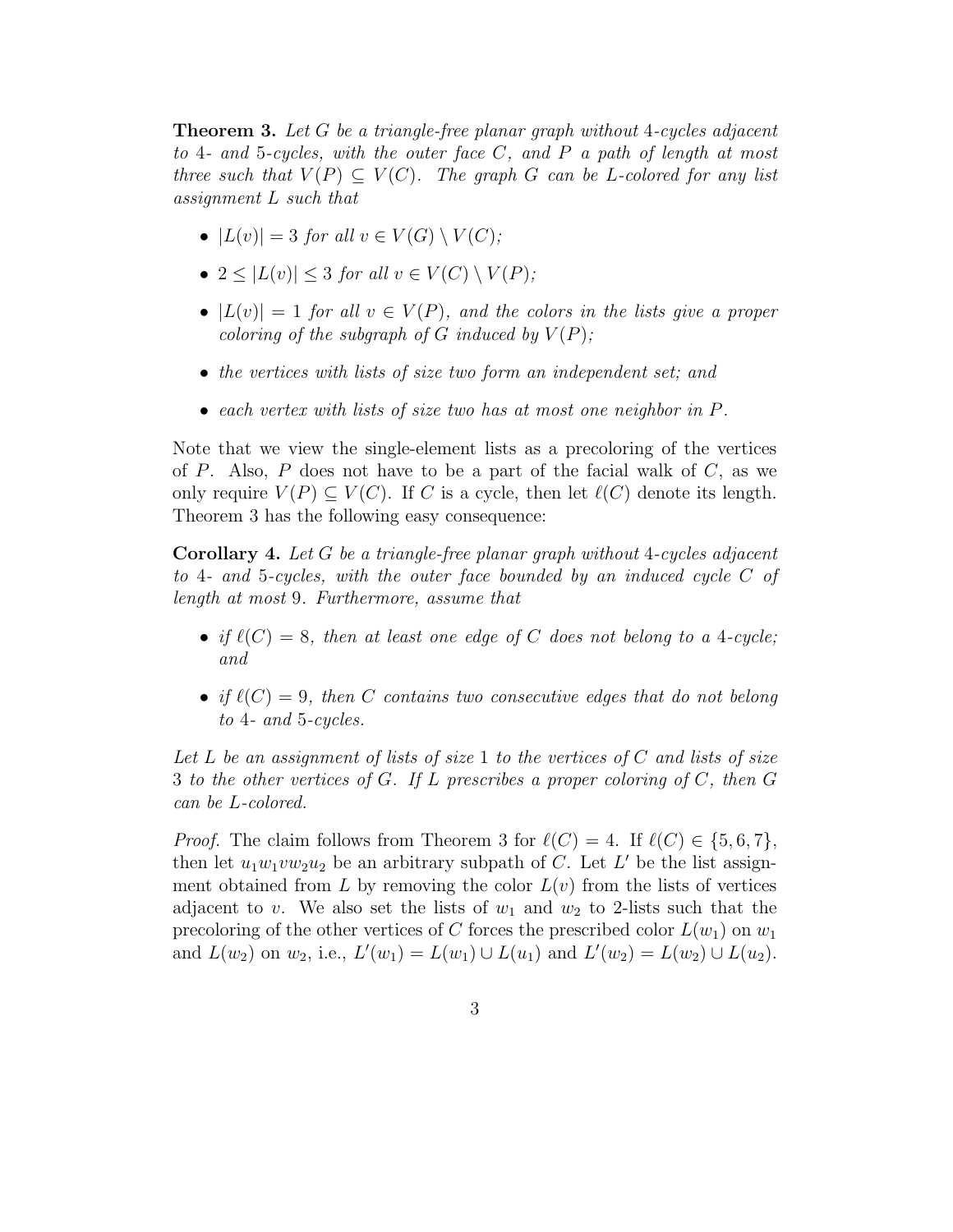**Theorem 3.** *Let $G$ be a triangle-free planar graph without 4-cycles adjacent to 4- and 5-cycles, with the outer face $C$, and $P$ a path of length at most three such that $V(P) \subseteq V(C)$. The graph $G$ can be $L$-colored for any list assignment $L$ such that*

- *$|L(v)| = 3$ for all $v \in V(G) \setminus V(C)$;*
- *$2 \leq |L(v)| \leq 3$ for all $v \in V(C) \setminus V(P)$;*
- *$|L(v)| = 1$ for all $v \in V(P)$, and the colors in the lists give a proper coloring of the subgraph of $G$ induced by $V(P)$;*
- *the vertices with lists of size two form an independent set; and*
- *each vertex with lists of size two has at most one neighbor in $P$.*

Note that we view the single-element lists as a precoloring of the vertices of $P$. Also, $P$ does not have to be a part of the facial walk of $C$, as we only require $V(P) \subseteq V(C)$. If $C$ is a cycle, then let $\ell(C)$ denote its length. Theorem 3 has the following easy consequence:

**Corollary 4.** *Let $G$ be a triangle-free planar graph without 4-cycles adjacent to 4- and 5-cycles, with the outer face bounded by an induced cycle $C$ of length at most 9. Furthermore, assume that*

- *if $\ell(C) = 8$, then at least one edge of $C$ does not belong to a 4-cycle; and*
- *if $\ell(C) = 9$, then $C$ contains two consecutive edges that do not belong to 4- and 5-cycles.*

*Let $L$ be an assignment of lists of size 1 to the vertices of $C$ and lists of size 3 to the other vertices of $G$. If $L$ prescribes a proper coloring of $C$, then $G$ can be $L$-colored.*

*Proof.* The claim follows from Theorem 3 for $\ell(C) = 4$. If $\ell(C) \in \{5, 6, 7\}$, then let $u_1w_1vw_2u_2$ be an arbitrary subpath of $C$. Let $L'$ be the list assignment obtained from $L$ by removing the color $L(v)$ from the lists of vertices adjacent to $v$. We also set the lists of $w_1$ and $w_2$ to 2-lists such that the precoloring of the other vertices of $C$ forces the prescribed color $L(w_1)$ on $w_1$ and $L(w_2)$ on $w_2$, i.e., $L'(w_1) = L(w_1) \cup L(u_1)$ and $L'(w_2) = L(w_2) \cup L(u_2)$.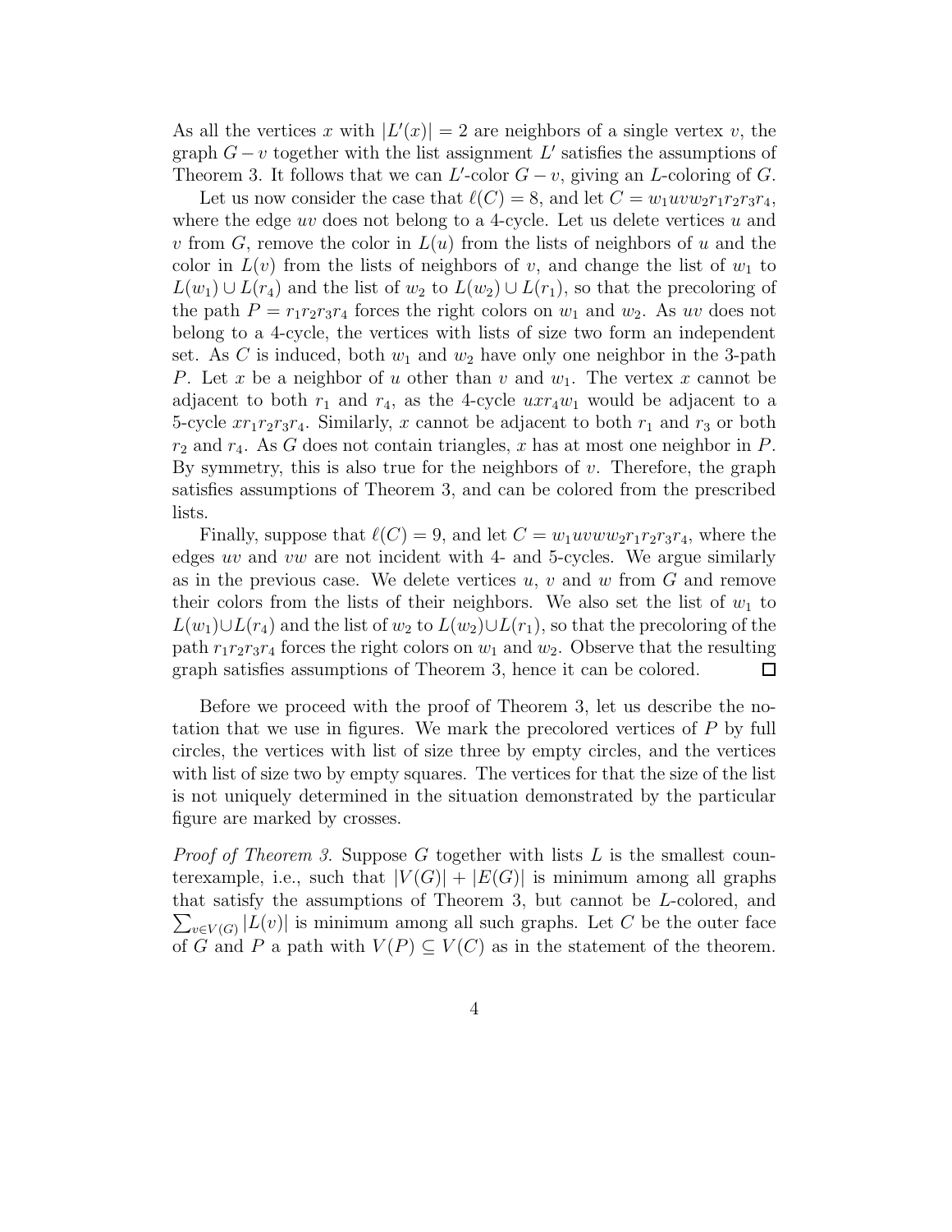As all the vertices $x$ with $|L'(x)| = 2$ are neighbors of a single vertex $v$, the graph $G - v$ together with the list assignment $L'$ satisfies the assumptions of Theorem 3. It follows that we can $L'$-color $G - v$, giving an $L$-coloring of $G$.

Let us now consider the case that $\ell(C) = 8$, and let $C = w_1uvw_2r_1r_2r_3r_4$, where the edge $uv$ does not belong to a 4-cycle. Let us delete vertices $u$ and $v$ from $G$, remove the color in $L(u)$ from the lists of neighbors of $u$ and the color in $L(v)$ from the lists of neighbors of $v$, and change the list of $w_1$ to $L(w_1) \cup L(r_4)$ and the list of $w_2$ to $L(w_2) \cup L(r_1)$, so that the precoloring of the path $P = r_1r_2r_3r_4$ forces the right colors on $w_1$ and $w_2$. As $uv$ does not belong to a 4-cycle, the vertices with lists of size two form an independent set. As $C$ is induced, both $w_1$ and $w_2$ have only one neighbor in the 3-path $P$. Let $x$ be a neighbor of $u$ other than $v$ and $w_1$. The vertex $x$ cannot be adjacent to both $r_1$ and $r_4$, as the 4-cycle $uxr_4w_1$ would be adjacent to a 5-cycle $xr_1r_2r_3r_4$. Similarly, $x$ cannot be adjacent to both $r_1$ and $r_3$ or both $r_2$ and $r_4$. As $G$ does not contain triangles, $x$ has at most one neighbor in $P$. By symmetry, this is also true for the neighbors of $v$. Therefore, the graph satisfies assumptions of Theorem 3, and can be colored from the prescribed lists.

Finally, suppose that $\ell(C) = 9$, and let $C = w_1uvww_2r_1r_2r_3r_4$, where the edges $uv$ and $vw$ are not incident with 4- and 5-cycles. We argue similarly as in the previous case. We delete vertices $u$, $v$ and $w$ from $G$ and remove their colors from the lists of their neighbors. We also set the list of $w_1$ to $L(w_1) \cup L(r_4)$ and the list of $w_2$ to $L(w_2) \cup L(r_1)$, so that the precoloring of the path $r_1r_2r_3r_4$ forces the right colors on $w_1$ and $w_2$. Observe that the resulting graph satisfies assumptions of Theorem 3, hence it can be colored. $\square$

Before we proceed with the proof of Theorem 3, let us describe the notation that we use in figures. We mark the precolored vertices of $P$ by full circles, the vertices with list of size three by empty circles, and the vertices with list of size two by empty squares. The vertices for that the size of the list is not uniquely determined in the situation demonstrated by the particular figure are marked by crosses.

*Proof of Theorem 3.* Suppose $G$ together with lists $L$ is the smallest counterexample, i.e., such that $|V(G)| + |E(G)|$ is minimum among all graphs that satisfy the assumptions of Theorem 3, but cannot be $L$-colored, and $\sum_{v \in V(G)} |L(v)|$ is minimum among all such graphs. Let $C$ be the outer face of $G$ and $P$ a path with $V(P) \subseteq V(C)$ as in the statement of the theorem.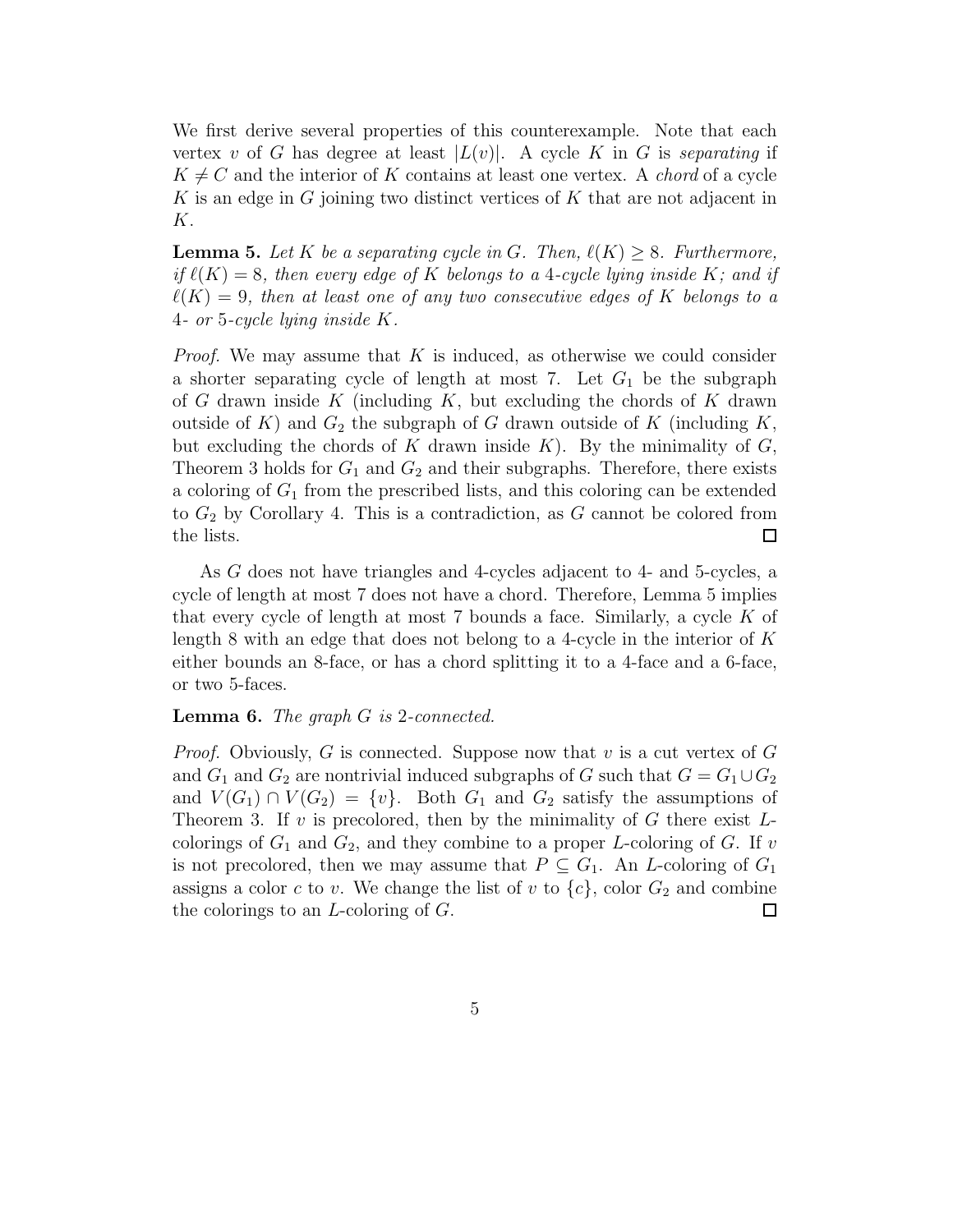We first derive several properties of this counterexample. Note that each vertex $v$ of $G$ has degree at least $|L(v)|$. A cycle $K$ in $G$ is *separating* if $K \neq C$ and the interior of $K$ contains at least one vertex. A *chord* of a cycle $K$ is an edge in $G$ joining two distinct vertices of $K$ that are not adjacent in $K$.

**Lemma 5.** *Let $K$ be a separating cycle in $G$. Then, $\ell(K) \geq 8$. Furthermore, if $\ell(K) = 8$, then every edge of $K$ belongs to a 4-cycle lying inside $K$; and if $\ell(K) = 9$, then at least one of any two consecutive edges of $K$ belongs to a 4- or 5-cycle lying inside $K$.*

*Proof.* We may assume that $K$ is induced, as otherwise we could consider a shorter separating cycle of length at most 7. Let $G_1$ be the subgraph of $G$ drawn inside $K$ (including $K$, but excluding the chords of $K$ drawn outside of $K$) and $G_2$ the subgraph of $G$ drawn outside of $K$ (including $K$, but excluding the chords of $K$ drawn inside $K$). By the minimality of $G$, Theorem 3 holds for $G_1$ and $G_2$ and their subgraphs. Therefore, there exists a coloring of $G_1$ from the prescribed lists, and this coloring can be extended to $G_2$ by Corollary 4. This is a contradiction, as $G$ cannot be colored from the lists. $\square$

As $G$ does not have triangles and 4-cycles adjacent to 4- and 5-cycles, a cycle of length at most 7 does not have a chord. Therefore, Lemma 5 implies that every cycle of length at most 7 bounds a face. Similarly, a cycle $K$ of length 8 with an edge that does not belong to a 4-cycle in the interior of $K$ either bounds an 8-face, or has a chord splitting it to a 4-face and a 6-face, or two 5-faces.

**Lemma 6.** *The graph $G$ is 2-connected.*

*Proof.* Obviously, $G$ is connected. Suppose now that $v$ is a cut vertex of $G$ and $G_1$ and $G_2$ are nontrivial induced subgraphs of $G$ such that $G = G_1 \cup G_2$ and $V(G_1) \cap V(G_2) = \{v\}$. Both $G_1$ and $G_2$ satisfy the assumptions of Theorem 3. If $v$ is precolored, then by the minimality of $G$ there exist $L$-colorings of $G_1$ and $G_2$, and they combine to a proper $L$-coloring of $G$. If $v$ is not precolored, then we may assume that $P \subseteq G_1$. An $L$-coloring of $G_1$ assigns a color $c$ to $v$. We change the list of $v$ to $\{c\}$, color $G_2$ and combine the colorings to an $L$-coloring of $G$. $\square$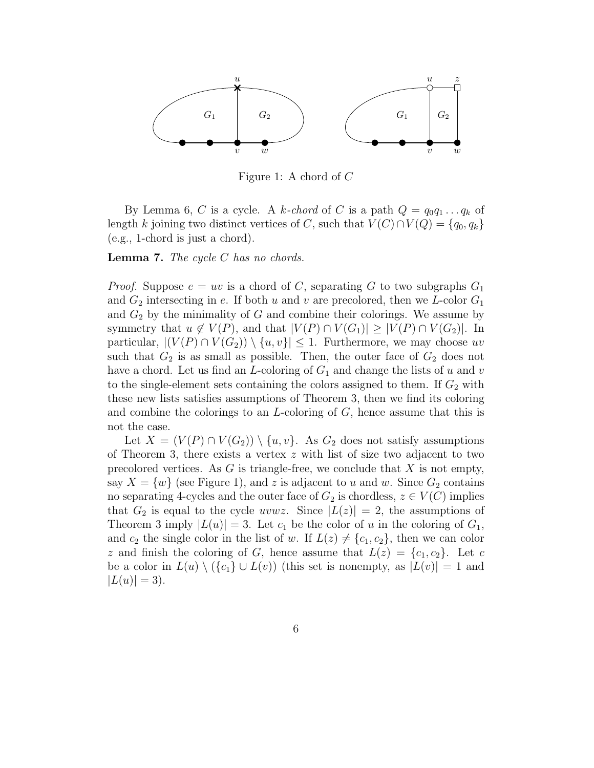Figure 1: A chord of $C$

By Lemma 6, $C$ is a cycle. A *$k$-chord* of $C$ is a path $Q = q_0q_1 \ldots q_k$ of length $k$ joining two distinct vertices of $C$, such that $V(C) \cap V(Q) = \{q_0, q_k\}$ (e.g., 1-chord is just a chord).

**Lemma 7.** *The cycle $C$ has no chords.*

*Proof.* Suppose $e = uv$ is a chord of $C$, separating $G$ to two subgraphs $G_1$ and $G_2$ intersecting in $e$. If both $u$ and $v$ are precolored, then we $L$-color $G_1$ and $G_2$ by the minimality of $G$ and combine their colorings. We assume by symmetry that $u \notin V(P)$, and that $|V(P) \cap V(G_1)| \geq |V(P) \cap V(G_2)|$. In particular, $|(V(P) \cap V(G_2)) \setminus \{u, v\}| \leq 1$. Furthermore, we may choose $uv$ such that $G_2$ is as small as possible. Then, the outer face of $G_2$ does not have a chord. Let us find an $L$-coloring of $G_1$ and change the lists of $u$ and $v$ to the single-element sets containing the colors assigned to them. If $G_2$ with these new lists satisfies assumptions of Theorem 3, then we find its coloring and combine the colorings to an $L$-coloring of $G$, hence assume that this is not the case.

Let $X = (V(P) \cap V(G_2)) \setminus \{u, v\}$. As $G_2$ does not satisfy assumptions of Theorem 3, there exists a vertex $z$ with list of size two adjacent to two precolored vertices. As $G$ is triangle-free, we conclude that $X$ is not empty, say $X = \{w\}$ (see Figure 1), and $z$ is adjacent to $u$ and $w$. Since $G_2$ contains no separating 4-cycles and the outer face of $G_2$ is chordless, $z \in V(C)$ implies that $G_2$ is equal to the cycle $uvwz$. Since $|L(z)| = 2$, the assumptions of Theorem 3 imply $|L(u)| = 3$. Let $c_1$ be the color of $u$ in the coloring of $G_1$, and $c_2$ the single color in the list of $w$. If $L(z) \neq \{c_1, c_2\}$, then we can color $z$ and finish the coloring of $G$, hence assume that $L(z) = \{c_1, c_2\}$. Let $c$ be a color in $L(u) \setminus (\{c_1\} \cup L(v))$ (this set is nonempty, as $|L(v)| = 1$ and $|L(u)| = 3$).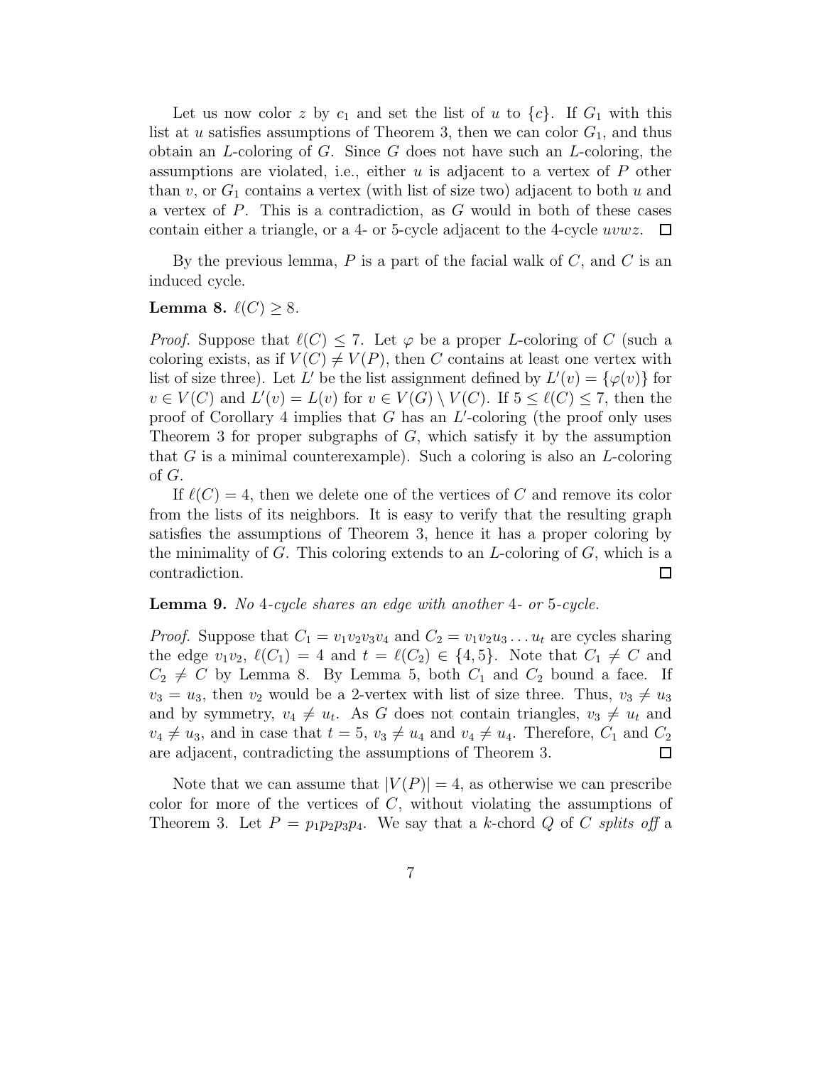Let us now color $z$ by $c_1$ and set the list of $u$ to $\{c\}$. If $G_1$ with this list at $u$ satisfies assumptions of Theorem 3, then we can color $G_1$, and thus obtain an $L$-coloring of $G$. Since $G$ does not have such an $L$-coloring, the assumptions are violated, i.e., either $u$ is adjacent to a vertex of $P$ other than $v$, or $G_1$ contains a vertex (with list of size two) adjacent to both $u$ and a vertex of $P$. This is a contradiction, as $G$ would in both of these cases contain either a triangle, or a 4- or 5-cycle adjacent to the 4-cycle $uvwz$. $\square$

By the previous lemma, $P$ is a part of the facial walk of $C$, and $C$ is an induced cycle.

**Lemma 8.** $\ell(C) \geq 8$.

*Proof.* Suppose that $\ell(C) \leq 7$. Let $\varphi$ be a proper $L$-coloring of $C$ (such a coloring exists, as if $V(C) \neq V(P)$, then $C$ contains at least one vertex with list of size three). Let $L'$ be the list assignment defined by $L'(v) = \{\varphi(v)\}$ for $v \in V(C)$ and $L'(v) = L(v)$ for $v \in V(G) \setminus V(C)$. If $5 \leq \ell(C) \leq 7$, then the proof of Corollary 4 implies that $G$ has an $L'$-coloring (the proof only uses Theorem 3 for proper subgraphs of $G$, which satisfy it by the assumption that $G$ is a minimal counterexample). Such a coloring is also an $L$-coloring of $G$.

If $\ell(C) = 4$, then we delete one of the vertices of $C$ and remove its color from the lists of its neighbors. It is easy to verify that the resulting graph satisfies the assumptions of Theorem 3, hence it has a proper coloring by the minimality of $G$. This coloring extends to an $L$-coloring of $G$, which is a contradiction. $\square$

**Lemma 9.** *No 4-cycle shares an edge with another 4- or 5-cycle.*

*Proof.* Suppose that $C_1 = v_1v_2v_3v_4$ and $C_2 = v_1v_2u_3 \ldots u_t$ are cycles sharing the edge $v_1v_2$, $\ell(C_1) = 4$ and $t = \ell(C_2) \in \{4, 5\}$. Note that $C_1 \neq C$ and $C_2 \neq C$ by Lemma 8. By Lemma 5, both $C_1$ and $C_2$ bound a face. If $v_3 = u_3$, then $v_2$ would be a 2-vertex with list of size three. Thus, $v_3 \neq u_3$ and by symmetry, $v_4 \neq u_t$. As $G$ does not contain triangles, $v_3 \neq u_t$ and $v_4 \neq u_3$, and in case that $t = 5$, $v_3 \neq u_4$ and $v_4 \neq u_4$. Therefore, $C_1$ and $C_2$ are adjacent, contradicting the assumptions of Theorem 3. $\square$

Note that we can assume that $|V(P)| = 4$, as otherwise we can prescribe color for more of the vertices of $C$, without violating the assumptions of Theorem 3. Let $P = p_1p_2p_3p_4$. We say that a $k$-chord $Q$ of $C$ *splits off* a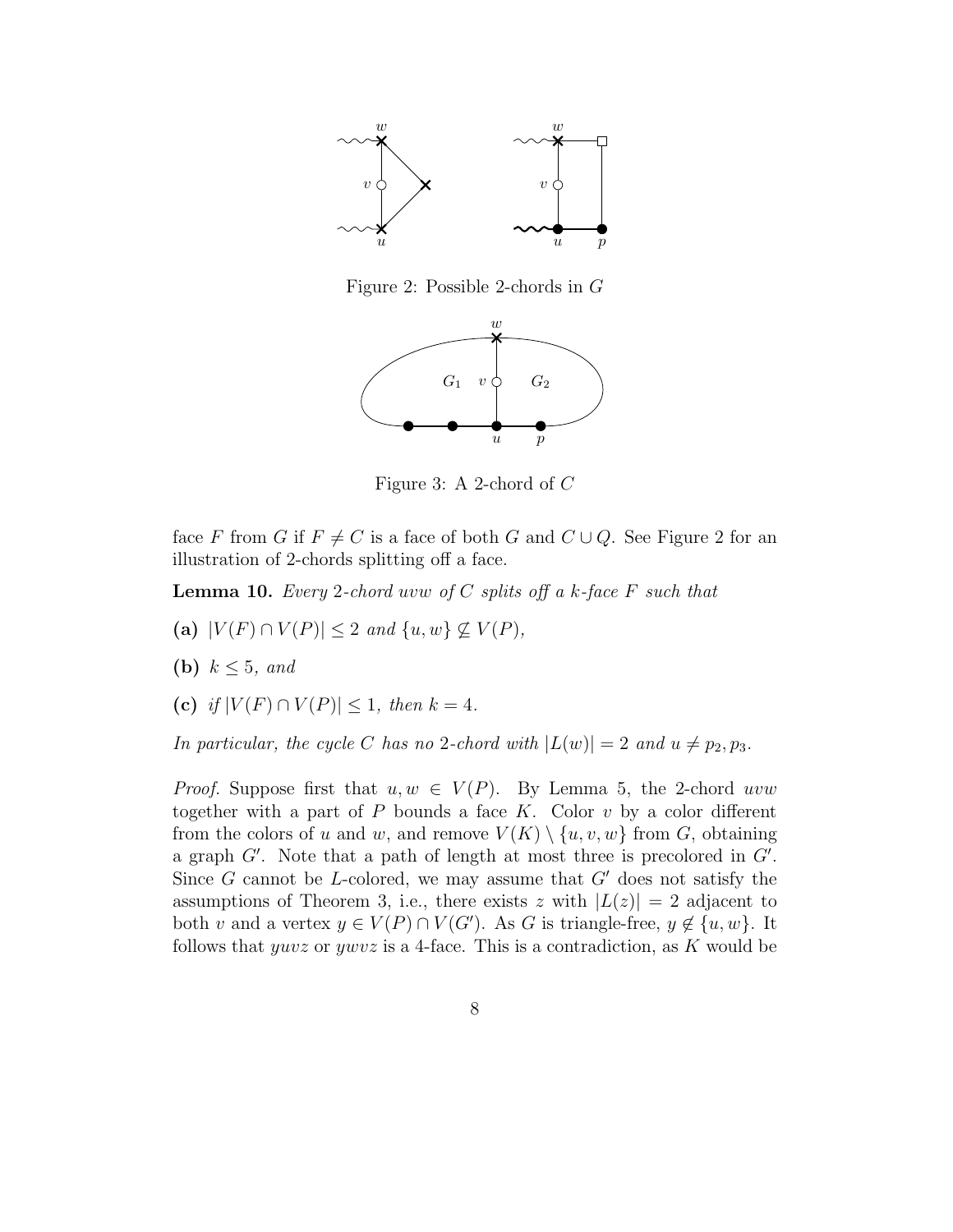Figure 2: Possible 2-chords in $G$

Figure 3: A 2-chord of $C$

face $F$ from $G$ if $F \neq C$ is a face of both $G$ and $C \cup Q$. See Figure 2 for an illustration of 2-chords splitting off a face.

**Lemma 10.** *Every 2-chord $uvw$ of $C$ splits off a $k$-face $F$ such that*

**(a)** *$|V(F) \cap V(P)| \leq 2$ and $\{u, w\} \not\subseteq V(P)$,*

**(b)** *$k \leq 5$, and*

**(c)** *if $|V(F) \cap V(P)| \leq 1$, then $k = 4$.*

*In particular, the cycle $C$ has no 2-chord with $|L(w)| = 2$ and $u \neq p_2, p_3$.*

*Proof.* Suppose first that $u, w \in V(P)$. By Lemma 5, the 2-chord $uvw$ together with a part of $P$ bounds a face $K$. Color $v$ by a color different from the colors of $u$ and $w$, and remove $V(K) \setminus \{u, v, w\}$ from $G$, obtaining a graph $G'$. Note that a path of length at most three is precolored in $G'$. Since $G$ cannot be $L$-colored, we may assume that $G'$ does not satisfy the assumptions of Theorem 3, i.e., there exists $z$ with $|L(z)| = 2$ adjacent to both $v$ and a vertex $y \in V(P) \cap V(G')$. As $G$ is triangle-free, $y \notin \{u, w\}$. It follows that $yuvz$ or $ywvz$ is a 4-face. This is a contradiction, as $K$ would be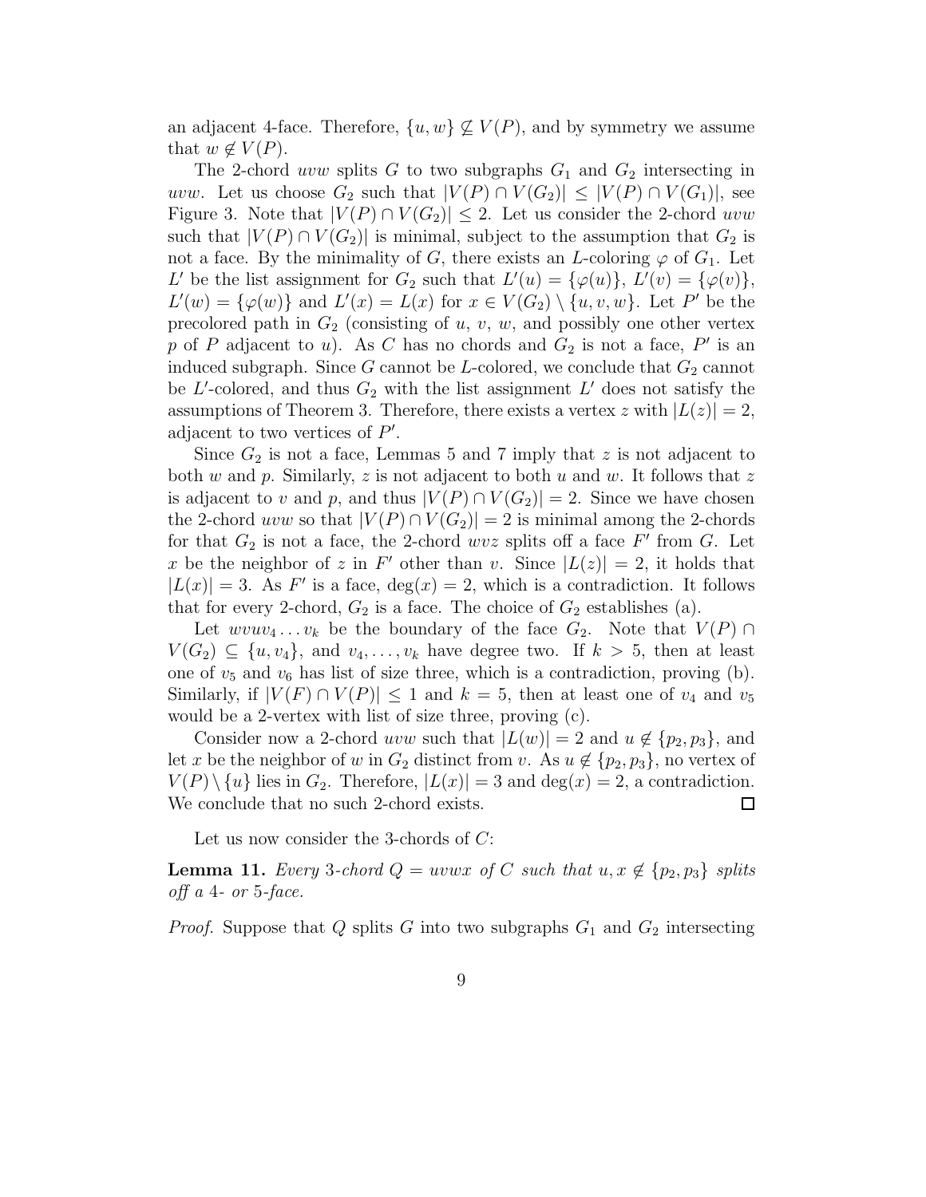an adjacent 4-face. Therefore, $\{u, w\} \not\subseteq V(P)$, and by symmetry we assume that $w \notin V(P)$.

The 2-chord $uvw$ splits $G$ to two subgraphs $G_1$ and $G_2$ intersecting in $uvw$. Let us choose $G_2$ such that $|V(P) \cap V(G_2)| \leq |V(P) \cap V(G_1)|$, see Figure 3. Note that $|V(P) \cap V(G_2)| \leq 2$. Let us consider the 2-chord $uvw$ such that $|V(P) \cap V(G_2)|$ is minimal, subject to the assumption that $G_2$ is not a face. By the minimality of $G$, there exists an $L$-coloring $\varphi$ of $G_1$. Let $L'$ be the list assignment for $G_2$ such that $L'(u) = \{\varphi(u)\}$, $L'(v) = \{\varphi(v)\}$, $L'(w) = \{\varphi(w)\}$ and $L'(x) = L(x)$ for $x \in V(G_2) \setminus \{u, v, w\}$. Let $P'$ be the precolored path in $G_2$ (consisting of $u$, $v$, $w$, and possibly one other vertex $p$ of $P$ adjacent to $u$). As $C$ has no chords and $G_2$ is not a face, $P'$ is an induced subgraph. Since $G$ cannot be $L$-colored, we conclude that $G_2$ cannot be $L'$-colored, and thus $G_2$ with the list assignment $L'$ does not satisfy the assumptions of Theorem 3. Therefore, there exists a vertex $z$ with $|L(z)| = 2$, adjacent to two vertices of $P'$.

Since $G_2$ is not a face, Lemmas 5 and 7 imply that $z$ is not adjacent to both $w$ and $p$. Similarly, $z$ is not adjacent to both $u$ and $w$. It follows that $z$ is adjacent to $v$ and $p$, and thus $|V(P) \cap V(G_2)| = 2$. Since we have chosen the 2-chord $uvw$ so that $|V(P) \cap V(G_2)| = 2$ is minimal among the 2-chords for that $G_2$ is not a face, the 2-chord $wvz$ splits off a face $F'$ from $G$. Let $x$ be the neighbor of $z$ in $F'$ other than $v$. Since $|L(z)| = 2$, it holds that $|L(x)| = 3$. As $F'$ is a face, $\deg(x) = 2$, which is a contradiction. It follows that for every 2-chord, $G_2$ is a face. The choice of $G_2$ establishes (a).

Let $wvuv_4 \dots v_k$ be the boundary of the face $G_2$. Note that $V(P) \cap V(G_2) \subseteq \{u, v_4\}$, and $v_4, \dots, v_k$ have degree two. If $k > 5$, then at least one of $v_5$ and $v_6$ has list of size three, which is a contradiction, proving (b). Similarly, if $|V(F) \cap V(P)| \leq 1$ and $k = 5$, then at least one of $v_4$ and $v_5$ would be a 2-vertex with list of size three, proving (c).

Consider now a 2-chord $uvw$ such that $|L(w)| = 2$ and $u \notin \{p_2, p_3\}$, and let $x$ be the neighbor of $w$ in $G_2$ distinct from $v$. As $u \notin \{p_2, p_3\}$, no vertex of $V(P) \setminus \{u\}$ lies in $G_2$. Therefore, $|L(x)| = 3$ and $\deg(x) = 2$, a contradiction. We conclude that no such 2-chord exists. □

Let us now consider the 3-chords of $C$:

**Lemma 11.** *Every 3-chord $Q = uvwx$ of $C$ such that $u, x \notin \{p_2, p_3\}$ splits off a 4- or 5-face.*

*Proof.* Suppose that $Q$ splits $G$ into two subgraphs $G_1$ and $G_2$ intersecting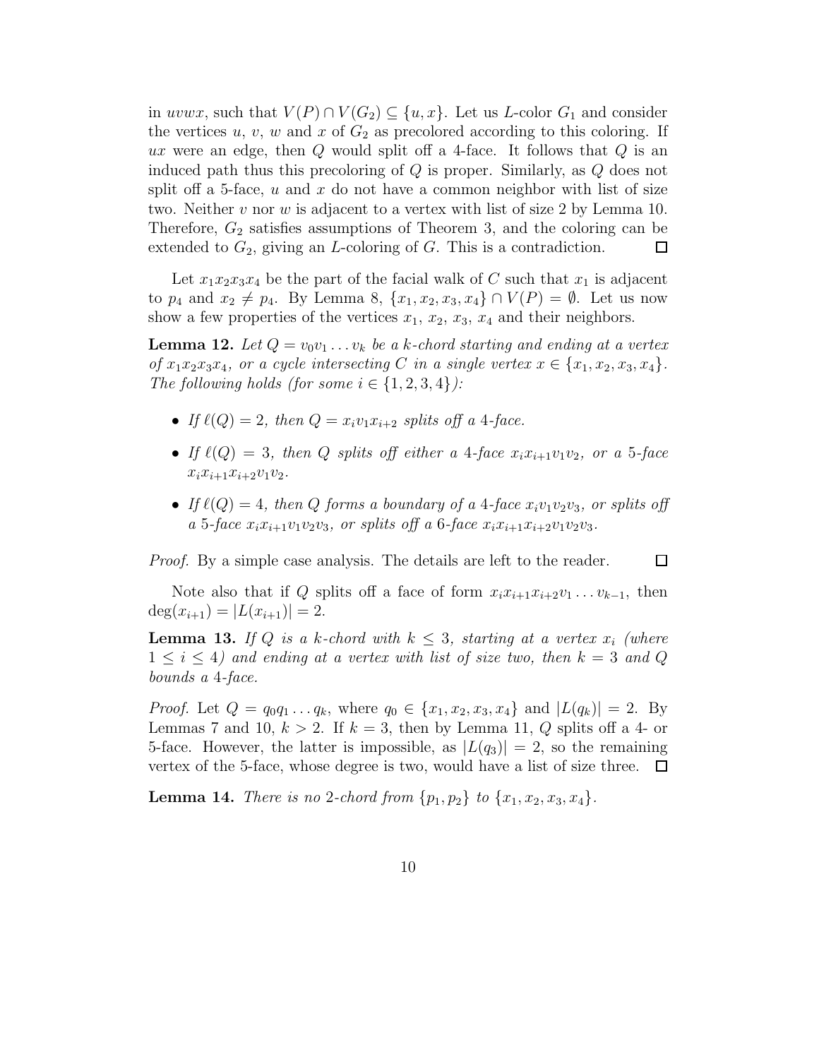in $uvwx$, such that $V(P) \cap V(G_2) \subseteq \{u, x\}$. Let us $L$-color $G_1$ and consider the vertices $u$, $v$, $w$ and $x$ of $G_2$ as precolored according to this coloring. If $ux$ were an edge, then $Q$ would split off a 4-face. It follows that $Q$ is an induced path thus this precoloring of $Q$ is proper. Similarly, as $Q$ does not split off a 5-face, $u$ and $x$ do not have a common neighbor with list of size two. Neither $v$ nor $w$ is adjacent to a vertex with list of size 2 by Lemma 10. Therefore, $G_2$ satisfies assumptions of Theorem 3, and the coloring can be extended to $G_2$, giving an $L$-coloring of $G$. This is a contradiction. □

Let $x_1x_2x_3x_4$ be the part of the facial walk of $C$ such that $x_1$ is adjacent to $p_4$ and $x_2 \neq p_4$. By Lemma 8, $\{x_1, x_2, x_3, x_4\} \cap V(P) = \emptyset$. Let us now show a few properties of the vertices $x_1$, $x_2$, $x_3$, $x_4$ and their neighbors.

**Lemma 12.** *Let $Q = v_0v_1 \dots v_k$ be a $k$-chord starting and ending at a vertex of $x_1x_2x_3x_4$, or a cycle intersecting $C$ in a single vertex $x \in \{x_1, x_2, x_3, x_4\}$. The following holds (for some $i \in \{1, 2, 3, 4\}$):*

- *If $\ell(Q) = 2$, then $Q = x_iv_1x_{i+2}$ splits off a 4-face.*
- *If $\ell(Q) = 3$, then $Q$ splits off either a 4-face $x_ix_{i+1}v_1v_2$, or a 5-face $x_ix_{i+1}x_{i+2}v_1v_2$.*
- *If $\ell(Q) = 4$, then $Q$ forms a boundary of a 4-face $x_iv_1v_2v_3$, or splits off a 5-face $x_ix_{i+1}v_1v_2v_3$, or splits off a 6-face $x_ix_{i+1}x_{i+2}v_1v_2v_3$.*

*Proof.* By a simple case analysis. The details are left to the reader. □

Note also that if $Q$ splits off a face of form $x_ix_{i+1}x_{i+2}v_1 \dots v_{k-1}$, then $\deg(x_{i+1}) = |L(x_{i+1})| = 2$.

**Lemma 13.** *If $Q$ is a $k$-chord with $k \leq 3$, starting at a vertex $x_i$ (where $1 \leq i \leq 4$) and ending at a vertex with list of size two, then $k = 3$ and $Q$ bounds a 4-face.*

*Proof.* Let $Q = q_0q_1 \dots q_k$, where $q_0 \in \{x_1, x_2, x_3, x_4\}$ and $|L(q_k)| = 2$. By Lemmas 7 and 10, $k > 2$. If $k = 3$, then by Lemma 11, $Q$ splits off a 4- or 5-face. However, the latter is impossible, as $|L(q_3)| = 2$, so the remaining vertex of the 5-face, whose degree is two, would have a list of size three. □

**Lemma 14.** *There is no 2-chord from $\{p_1, p_2\}$ to $\{x_1, x_2, x_3, x_4\}$.*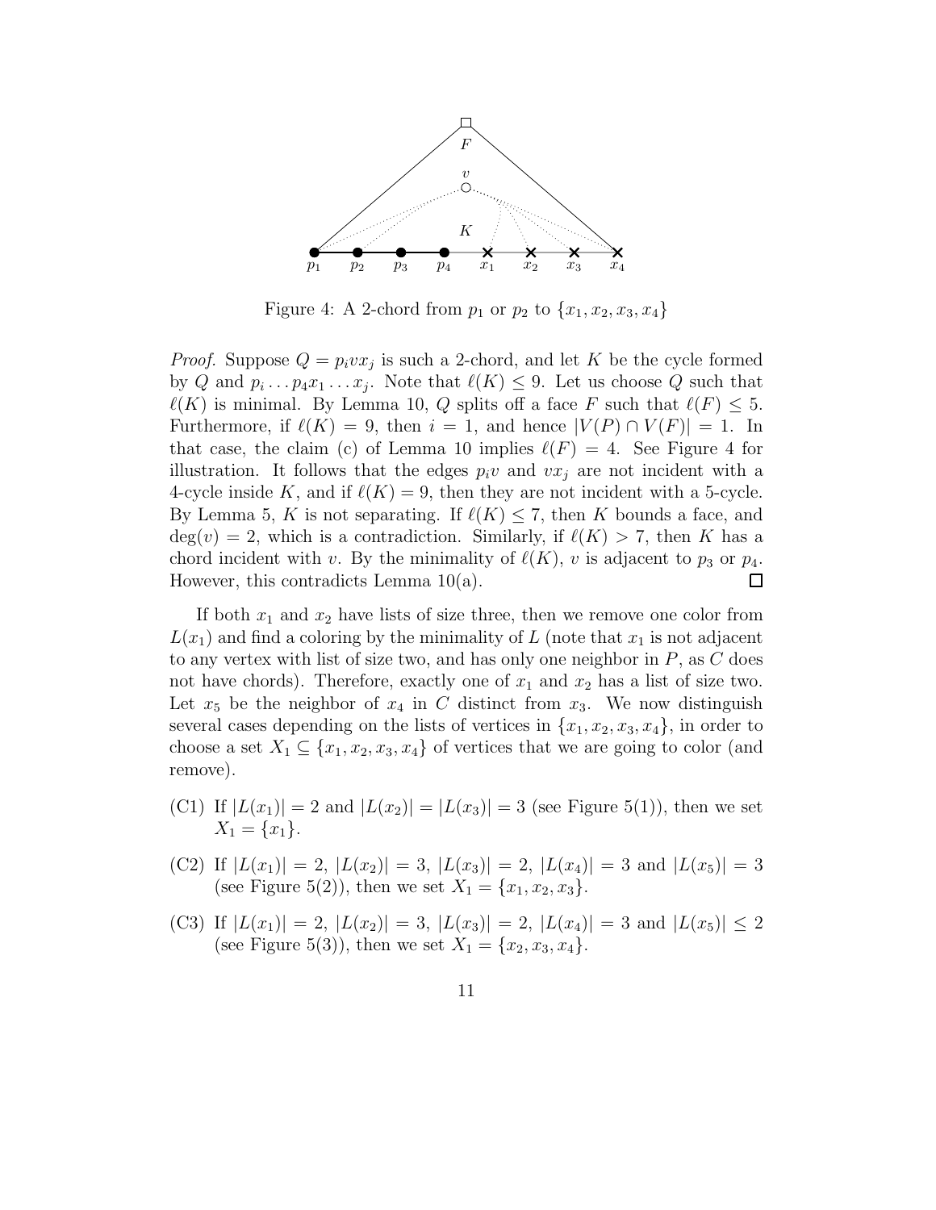Figure 4: A 2-chord from $p_1$ or $p_2$ to $\{x_1, x_2, x_3, x_4\}$

*Proof.* Suppose $Q = p_i v x_j$ is such a 2-chord, and let $K$ be the cycle formed by $Q$ and $p_i \ldots p_4 x_1 \ldots x_j$. Note that $\ell(K) \leq 9$. Let us choose $Q$ such that $\ell(K)$ is minimal. By Lemma 10, $Q$ splits off a face $F$ such that $\ell(F) \leq 5$. Furthermore, if $\ell(K) = 9$, then $i = 1$, and hence $|V(P) \cap V(F)| = 1$. In that case, the claim (c) of Lemma 10 implies $\ell(F) = 4$. See Figure 4 for illustration. It follows that the edges $p_i v$ and $v x_j$ are not incident with a 4-cycle inside $K$, and if $\ell(K) = 9$, then they are not incident with a 5-cycle. By Lemma 5, $K$ is not separating. If $\ell(K) \leq 7$, then $K$ bounds a face, and $\deg(v) = 2$, which is a contradiction. Similarly, if $\ell(K) > 7$, then $K$ has a chord incident with $v$. By the minimality of $\ell(K)$, $v$ is adjacent to $p_3$ or $p_4$. However, this contradicts Lemma 10(a). $\square$

If both $x_1$ and $x_2$ have lists of size three, then we remove one color from $L(x_1)$ and find a coloring by the minimality of $L$ (note that $x_1$ is not adjacent to any vertex with list of size two, and has only one neighbor in $P$, as $C$ does not have chords). Therefore, exactly one of $x_1$ and $x_2$ has a list of size two. Let $x_5$ be the neighbor of $x_4$ in $C$ distinct from $x_3$. We now distinguish several cases depending on the lists of vertices in $\{x_1, x_2, x_3, x_4\}$, in order to choose a set $X_1 \subseteq \{x_1, x_2, x_3, x_4\}$ of vertices that we are going to color (and remove).

(C1) If $|L(x_1)| = 2$ and $|L(x_2)| = |L(x_3)| = 3$ (see Figure 5(1)), then we set $X_1 = \{x_1\}$.

(C2) If $|L(x_1)| = 2$, $|L(x_2)| = 3$, $|L(x_3)| = 2$, $|L(x_4)| = 3$ and $|L(x_5)| = 3$ (see Figure 5(2)), then we set $X_1 = \{x_1, x_2, x_3\}$.

(C3) If $|L(x_1)| = 2$, $|L(x_2)| = 3$, $|L(x_3)| = 2$, $|L(x_4)| = 3$ and $|L(x_5)| \leq 2$ (see Figure 5(3)), then we set $X_1 = \{x_2, x_3, x_4\}$.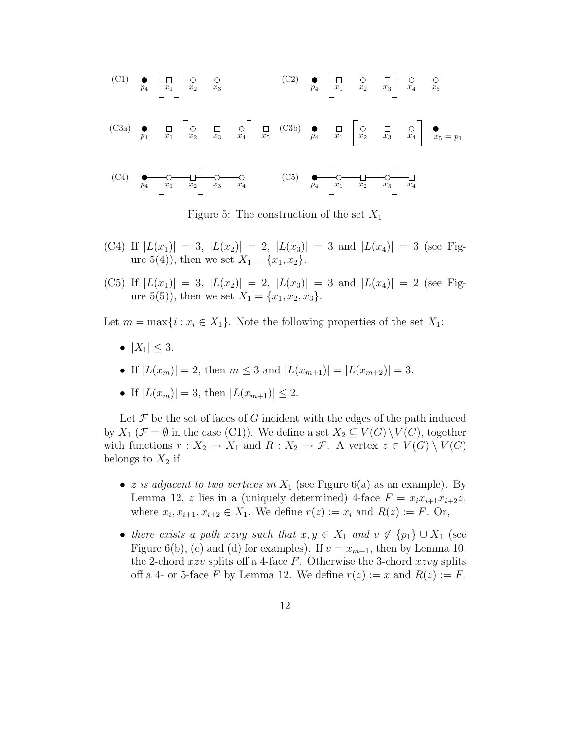Figure 5: The construction of the set $X_1$

(C4) If $|L(x_1)| = 3$, $|L(x_2)| = 2$, $|L(x_3)| = 3$ and $|L(x_4)| = 3$ (see Figure 5(4)), then we set $X_1 = \{x_1, x_2\}$.

(C5) If $|L(x_1)| = 3$, $|L(x_2)| = 2$, $|L(x_3)| = 3$ and $|L(x_4)| = 2$ (see Figure 5(5)), then we set $X_1 = \{x_1, x_2, x_3\}$.

Let $m = \max\{i : x_i \in X_1\}$. Note the following properties of the set $X_1$:

- $|X_1| \leq 3$.
- If $|L(x_m)| = 2$, then $m \leq 3$ and $|L(x_{m+1})| = |L(x_{m+2})| = 3$.
- If $|L(x_m)| = 3$, then $|L(x_{m+1})| \leq 2$.

Let $\mathcal{F}$ be the set of faces of $G$ incident with the edges of the path induced by $X_1$ ($\mathcal{F} = \emptyset$ in the case (C1)). We define a set $X_2 \subseteq V(G) \setminus V(C)$, together with functions $r : X_2 \to X_1$ and $R : X_2 \to \mathcal{F}$. A vertex $z \in V(G) \setminus V(C)$ belongs to $X_2$ if

- *$z$ is adjacent to two vertices in $X_1$* (see Figure 6(a) as an example). By Lemma 12, $z$ lies in a (uniquely determined) 4-face $F = x_i x_{i+1} x_{i+2} z$, where $x_i, x_{i+1}, x_{i+2} \in X_1$. We define $r(z) := x_i$ and $R(z) := F$. Or,
- *there exists a path $xzvy$ such that $x, y \in X_1$ and $v \notin \{p_1\} \cup X_1$* (see Figure 6(b), (c) and (d) for examples). If $v = x_{m+1}$, then by Lemma 10, the 2-chord $xzv$ splits off a 4-face $F$. Otherwise the 3-chord $xzvy$ splits off a 4- or 5-face $F$ by Lemma 12. We define $r(z) := x$ and $R(z) := F$.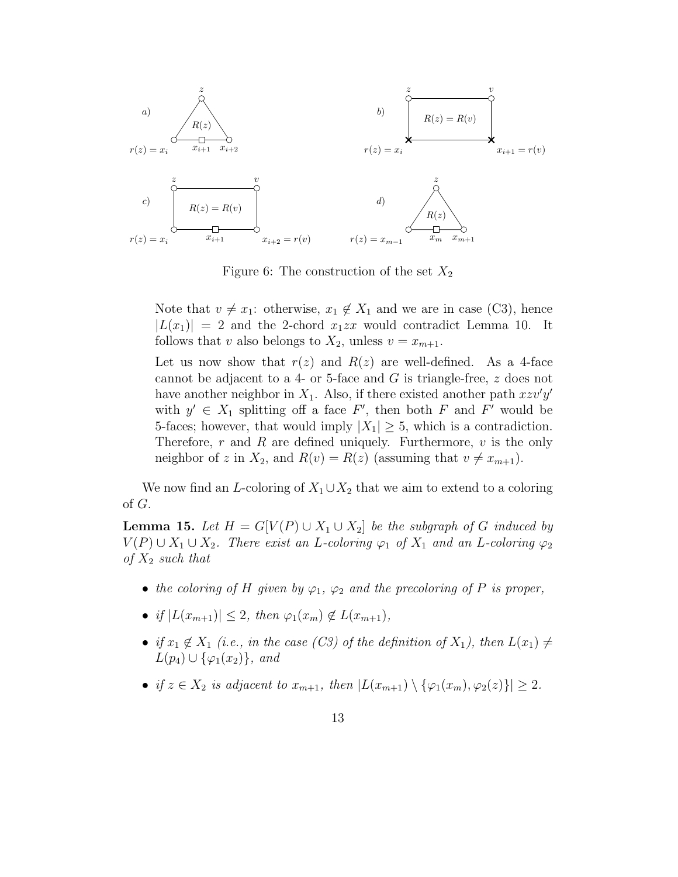Figure 6: The construction of the set $X_2$

Note that $v \neq x_1$: otherwise, $x_1 \notin X_1$ and we are in case (C3), hence $|L(x_1)| = 2$ and the 2-chord $x_1 z x$ would contradict Lemma 10. It follows that $v$ also belongs to $X_2$, unless $v = x_{m+1}$.

Let us now show that $r(z)$ and $R(z)$ are well-defined. As a 4-face cannot be adjacent to a 4- or 5-face and $G$ is triangle-free, $z$ does not have another neighbor in $X_1$. Also, if there existed another path $xzv'y'$ with $y' \in X_1$ splitting off a face $F'$, then both $F$ and $F'$ would be 5-faces; however, that would imply $|X_1| \geq 5$, which is a contradiction. Therefore, $r$ and $R$ are defined uniquely. Furthermore, $v$ is the only neighbor of $z$ in $X_2$, and $R(v) = R(z)$ (assuming that $v \neq x_{m+1}$).

We now find an $L$-coloring of $X_1 \cup X_2$ that we aim to extend to a coloring of $G$.

**Lemma 15.** *Let $H = G[V(P) \cup X_1 \cup X_2]$ be the subgraph of $G$ induced by $V(P) \cup X_1 \cup X_2$. There exist an $L$-coloring $\varphi_1$ of $X_1$ and an $L$-coloring $\varphi_2$ of $X_2$ such that*

- *the coloring of $H$ given by $\varphi_1$, $\varphi_2$ and the precoloring of $P$ is proper,*
- *if $|L(x_{m+1})| \leq 2$, then $\varphi_1(x_m) \notin L(x_{m+1})$,*
- *if $x_1 \notin X_1$ (i.e., in the case (C3) of the definition of $X_1$), then $L(x_1) \neq L(p_4) \cup \{\varphi_1(x_2)\}$, and*
- *if $z \in X_2$ is adjacent to $x_{m+1}$, then $|L(x_{m+1}) \setminus \{\varphi_1(x_m), \varphi_2(z)\}| \geq 2$.*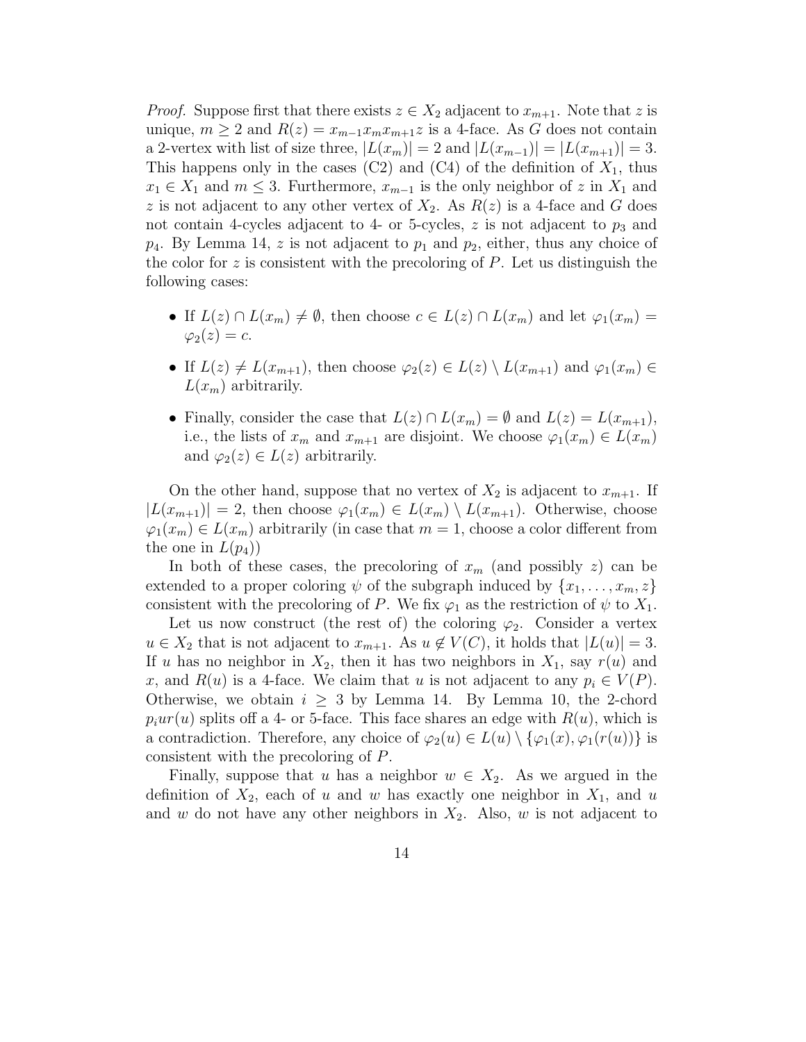*Proof.* Suppose first that there exists $z \in X_2$ adjacent to $x_{m+1}$. Note that $z$ is unique, $m \geq 2$ and $R(z) = x_{m-1}x_mx_{m+1}z$ is a 4-face. As $G$ does not contain a 2-vertex with list of size three, $|L(x_m)| = 2$ and $|L(x_{m-1})| = |L(x_{m+1})| = 3$. This happens only in the cases (C2) and (C4) of the definition of $X_1$, thus $x_1 \in X_1$ and $m \leq 3$. Furthermore, $x_{m-1}$ is the only neighbor of $z$ in $X_1$ and $z$ is not adjacent to any other vertex of $X_2$. As $R(z)$ is a 4-face and $G$ does not contain 4-cycles adjacent to 4- or 5-cycles, $z$ is not adjacent to $p_3$ and $p_4$. By Lemma 14, $z$ is not adjacent to $p_1$ and $p_2$, either, thus any choice of the color for $z$ is consistent with the precoloring of $P$. Let us distinguish the following cases:

- If $L(z) \cap L(x_m) \neq \emptyset$, then choose $c \in L(z) \cap L(x_m)$ and let $\varphi_1(x_m) = \varphi_2(z) = c$.
- If $L(z) \neq L(x_{m+1})$, then choose $\varphi_2(z) \in L(z) \setminus L(x_{m+1})$ and $\varphi_1(x_m) \in L(x_m)$ arbitrarily.
- Finally, consider the case that $L(z) \cap L(x_m) = \emptyset$ and $L(z) = L(x_{m+1})$, i.e., the lists of $x_m$ and $x_{m+1}$ are disjoint. We choose $\varphi_1(x_m) \in L(x_m)$ and $\varphi_2(z) \in L(z)$ arbitrarily.

On the other hand, suppose that no vertex of $X_2$ is adjacent to $x_{m+1}$. If $|L(x_{m+1})| = 2$, then choose $\varphi_1(x_m) \in L(x_m) \setminus L(x_{m+1})$. Otherwise, choose $\varphi_1(x_m) \in L(x_m)$ arbitrarily (in case that $m = 1$, choose a color different from the one in $L(p_4)$)

In both of these cases, the precoloring of $x_m$ (and possibly $z$) can be extended to a proper coloring $\psi$ of the subgraph induced by $\{x_1, \ldots, x_m, z\}$ consistent with the precoloring of $P$. We fix $\varphi_1$ as the restriction of $\psi$ to $X_1$.

Let us now construct (the rest of) the coloring $\varphi_2$. Consider a vertex $u \in X_2$ that is not adjacent to $x_{m+1}$. As $u \notin V(C)$, it holds that $|L(u)| = 3$. If $u$ has no neighbor in $X_2$, then it has two neighbors in $X_1$, say $r(u)$ and $x$, and $R(u)$ is a 4-face. We claim that $u$ is not adjacent to any $p_i \in V(P)$. Otherwise, we obtain $i \geq 3$ by Lemma 14. By Lemma 10, the 2-chord $p_iur(u)$ splits off a 4- or 5-face. This face shares an edge with $R(u)$, which is a contradiction. Therefore, any choice of $\varphi_2(u) \in L(u) \setminus \{\varphi_1(x), \varphi_1(r(u))\}$ is consistent with the precoloring of $P$.

Finally, suppose that $u$ has a neighbor $w \in X_2$. As we argued in the definition of $X_2$, each of $u$ and $w$ has exactly one neighbor in $X_1$, and $u$ and $w$ do not have any other neighbors in $X_2$. Also, $w$ is not adjacent to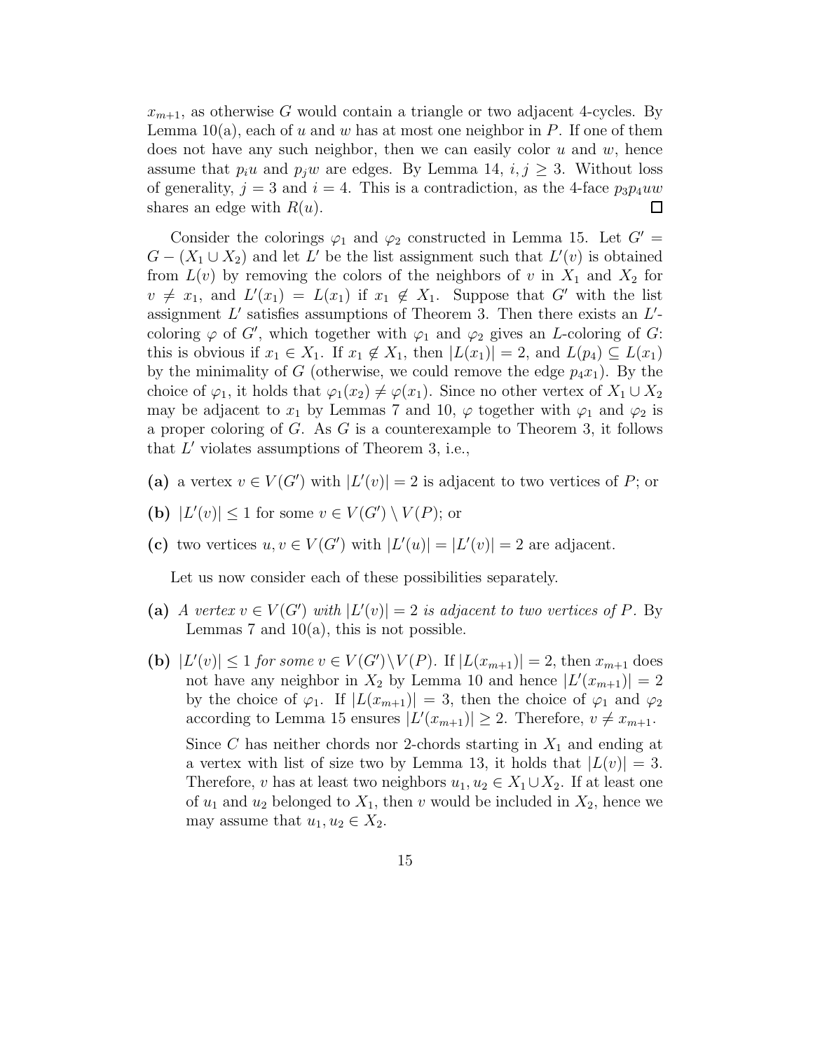$x_{m+1}$, as otherwise $G$ would contain a triangle or two adjacent 4-cycles. By Lemma 10(a), each of $u$ and $w$ has at most one neighbor in $P$. If one of them does not have any such neighbor, then we can easily color $u$ and $w$, hence assume that $p_i u$ and $p_j w$ are edges. By Lemma 14, $i, j \geq 3$. Without loss of generality, $j = 3$ and $i = 4$. This is a contradiction, as the 4-face $p_3 p_4 u w$ shares an edge with $R(u)$. □

Consider the colorings $\varphi_1$ and $\varphi_2$ constructed in Lemma 15. Let $G' = G - (X_1 \cup X_2)$ and let $L'$ be the list assignment such that $L'(v)$ is obtained from $L(v)$ by removing the colors of the neighbors of $v$ in $X_1$ and $X_2$ for $v \neq x_1$, and $L'(x_1) = L(x_1)$ if $x_1 \notin X_1$. Suppose that $G'$ with the list assignment $L'$ satisfies assumptions of Theorem 3. Then there exists an $L'$-coloring $\varphi$ of $G'$, which together with $\varphi_1$ and $\varphi_2$ gives an $L$-coloring of $G$: this is obvious if $x_1 \in X_1$. If $x_1 \notin X_1$, then $|L(x_1)| = 2$, and $L(p_4) \subseteq L(x_1)$ by the minimality of $G$ (otherwise, we could remove the edge $p_4 x_1$). By the choice of $\varphi_1$, it holds that $\varphi_1(x_2) \neq \varphi(x_1)$. Since no other vertex of $X_1 \cup X_2$ may be adjacent to $x_1$ by Lemmas 7 and 10, $\varphi$ together with $\varphi_1$ and $\varphi_2$ is a proper coloring of $G$. As $G$ is a counterexample to Theorem 3, it follows that $L'$ violates assumptions of Theorem 3, i.e.,

- **(a)** a vertex $v \in V(G')$ with $|L'(v)| = 2$ is adjacent to two vertices of $P$; or
- **(b)** $|L'(v)| \leq 1$ for some $v \in V(G') \setminus V(P)$; or
- **(c)** two vertices $u, v \in V(G')$ with $|L'(u)| = |L'(v)| = 2$ are adjacent.

Let us now consider each of these possibilities separately.

- **(a)** *A vertex $v \in V(G')$ with $|L'(v)| = 2$ is adjacent to two vertices of $P$.* By Lemmas 7 and 10(a), this is not possible.
- **(b)** *$|L'(v)| \leq 1$ for some $v \in V(G') \setminus V(P)$.* If $|L(x_{m+1})| = 2$, then $x_{m+1}$ does not have any neighbor in $X_2$ by Lemma 10 and hence $|L'(x_{m+1})| = 2$ by the choice of $\varphi_1$. If $|L(x_{m+1})| = 3$, then the choice of $\varphi_1$ and $\varphi_2$ according to Lemma 15 ensures $|L'(x_{m+1})| \geq 2$. Therefore, $v \neq x_{m+1}$.

  Since $C$ has neither chords nor 2-chords starting in $X_1$ and ending at a vertex with list of size two by Lemma 13, it holds that $|L(v)| = 3$. Therefore, $v$ has at least two neighbors $u_1, u_2 \in X_1 \cup X_2$. If at least one of $u_1$ and $u_2$ belonged to $X_1$, then $v$ would be included in $X_2$, hence we may assume that $u_1, u_2 \in X_2$.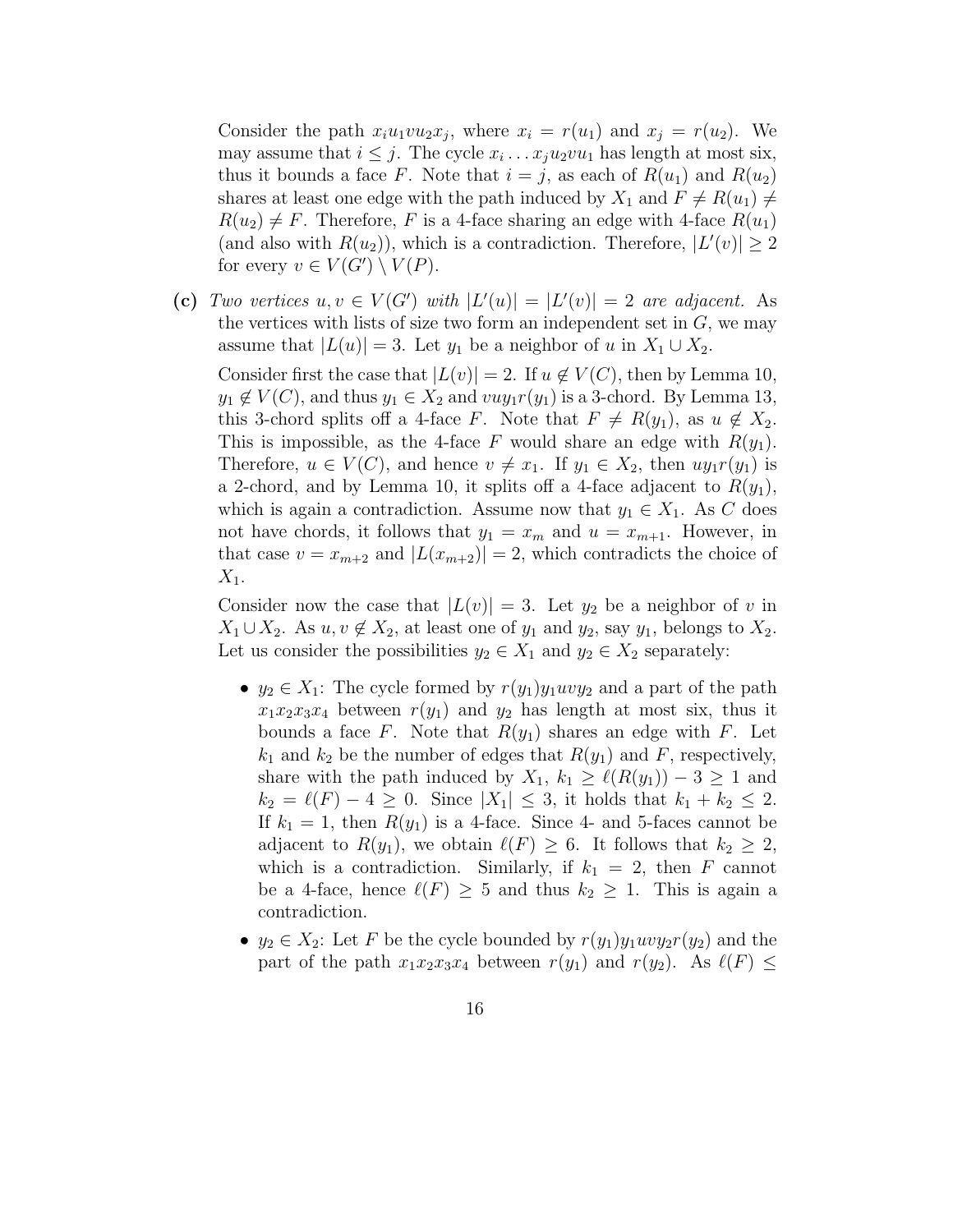Consider the path $x_i u_1 v u_2 x_j$, where $x_i = r(u_1)$ and $x_j = r(u_2)$. We may assume that $i \leq j$. The cycle $x_i \dots x_j u_2 v u_1$ has length at most six, thus it bounds a face $F$. Note that $i = j$, as each of $R(u_1)$ and $R(u_2)$ shares at least one edge with the path induced by $X_1$ and $F \neq R(u_1) \neq R(u_2) \neq F$. Therefore, $F$ is a 4-face sharing an edge with 4-face $R(u_1)$ (and also with $R(u_2)$), which is a contradiction. Therefore, $|L'(v)| \geq 2$ for every $v \in V(G') \setminus V(P)$.

**(c)** *Two vertices $u, v \in V(G')$ with $|L'(u)| = |L'(v)| = 2$ are adjacent.* As the vertices with lists of size two form an independent set in $G$, we may assume that $|L(u)| = 3$. Let $y_1$ be a neighbor of $u$ in $X_1 \cup X_2$.

Consider first the case that $|L(v)| = 2$. If $u \notin V(C)$, then by Lemma 10, $y_1 \notin V(C)$, and thus $y_1 \in X_2$ and $v u y_1 r(y_1)$ is a 3-chord. By Lemma 13, this 3-chord splits off a 4-face $F$. Note that $F \neq R(y_1)$, as $u \notin X_2$. This is impossible, as the 4-face $F$ would share an edge with $R(y_1)$. Therefore, $u \in V(C)$, and hence $v \neq x_1$. If $y_1 \in X_2$, then $u y_1 r(y_1)$ is a 2-chord, and by Lemma 10, it splits off a 4-face adjacent to $R(y_1)$, which is again a contradiction. Assume now that $y_1 \in X_1$. As $C$ does not have chords, it follows that $y_1 = x_m$ and $u = x_{m+1}$. However, in that case $v = x_{m+2}$ and $|L(x_{m+2})| = 2$, which contradicts the choice of $X_1$.

Consider now the case that $|L(v)| = 3$. Let $y_2$ be a neighbor of $v$ in $X_1 \cup X_2$. As $u, v \notin X_2$, at least one of $y_1$ and $y_2$, say $y_1$, belongs to $X_2$. Let us consider the possibilities $y_2 \in X_1$ and $y_2 \in X_2$ separately:

- $y_2 \in X_1$: The cycle formed by $r(y_1) y_1 u v y_2$ and a part of the path $x_1 x_2 x_3 x_4$ between $r(y_1)$ and $y_2$ has length at most six, thus it bounds a face $F$. Note that $R(y_1)$ shares an edge with $F$. Let $k_1$ and $k_2$ be the number of edges that $R(y_1)$ and $F$, respectively, share with the path induced by $X_1$, $k_1 \geq \ell(R(y_1)) - 3 \geq 1$ and $k_2 = \ell(F) - 4 \geq 0$. Since $|X_1| \leq 3$, it holds that $k_1 + k_2 \leq 2$. If $k_1 = 1$, then $R(y_1)$ is a 4-face. Since 4- and 5-faces cannot be adjacent to $R(y_1)$, we obtain $\ell(F) \geq 6$. It follows that $k_2 \geq 2$, which is a contradiction. Similarly, if $k_1 = 2$, then $F$ cannot be a 4-face, hence $\ell(F) \geq 5$ and thus $k_2 \geq 1$. This is again a contradiction.
- $y_2 \in X_2$: Let $F$ be the cycle bounded by $r(y_1) y_1 u v y_2 r(y_2)$ and the part of the path $x_1 x_2 x_3 x_4$ between $r(y_1)$ and $r(y_2)$. As $\ell(F) \leq$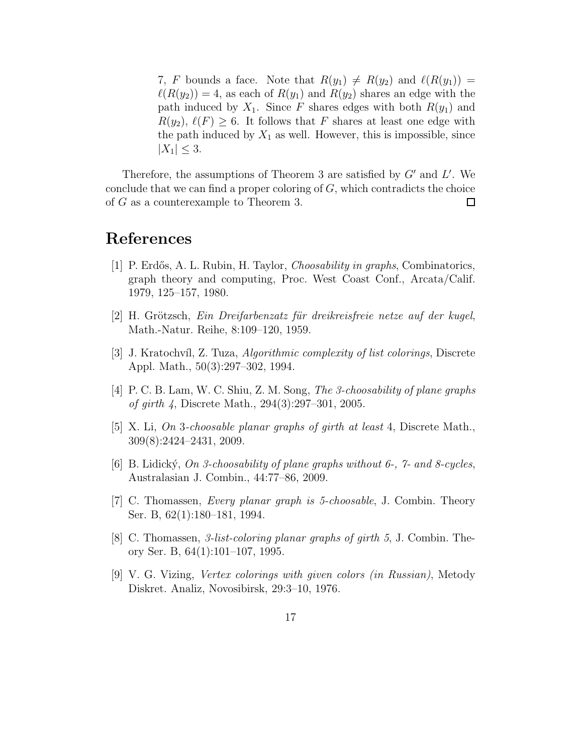7, $F$ bounds a face. Note that $R(y_1) \neq R(y_2)$ and $\ell(R(y_1)) = \ell(R(y_2)) = 4$, as each of $R(y_1)$ and $R(y_2)$ shares an edge with the path induced by $X_1$. Since $F$ shares edges with both $R(y_1)$ and $R(y_2)$, $\ell(F) \geq 6$. It follows that $F$ shares at least one edge with the path induced by $X_1$ as well. However, this is impossible, since $|X_1| \leq 3$.

Therefore, the assumptions of Theorem 3 are satisfied by $G'$ and $L'$. We conclude that we can find a proper coloring of $G$, which contradicts the choice of $G$ as a counterexample to Theorem 3. □

# References

[1] P. Erdős, A. L. Rubin, H. Taylor, *Choosability in graphs*, Combinatorics, graph theory and computing, Proc. West Coast Conf., Arcata/Calif. 1979, 125–157, 1980.

[2] H. Grötzsch, *Ein Dreifarbenzatz für dreikreisfreie netze auf der kugel*, Math.-Natur. Reihe, 8:109–120, 1959.

[3] J. Kratochvíl, Z. Tuza, *Algorithmic complexity of list colorings*, Discrete Appl. Math., 50(3):297–302, 1994.

[4] P. C. B. Lam, W. C. Shiu, Z. M. Song, *The 3-choosability of plane graphs of girth 4*, Discrete Math., 294(3):297–301, 2005.

[5] X. Li, *On 3-choosable planar graphs of girth at least 4*, Discrete Math., 309(8):2424–2431, 2009.

[6] B. Lidický, *On 3-choosability of plane graphs without 6-, 7- and 8-cycles*, Australasian J. Combin., 44:77–86, 2009.

[7] C. Thomassen, *Every planar graph is 5-choosable*, J. Combin. Theory Ser. B, 62(1):180–181, 1994.

[8] C. Thomassen, *3-list-coloring planar graphs of girth 5*, J. Combin. Theory Ser. B, 64(1):101–107, 1995.

[9] V. G. Vizing, *Vertex colorings with given colors (in Russian)*, Metody Diskret. Analiz, Novosibirsk, 29:3–10, 1976.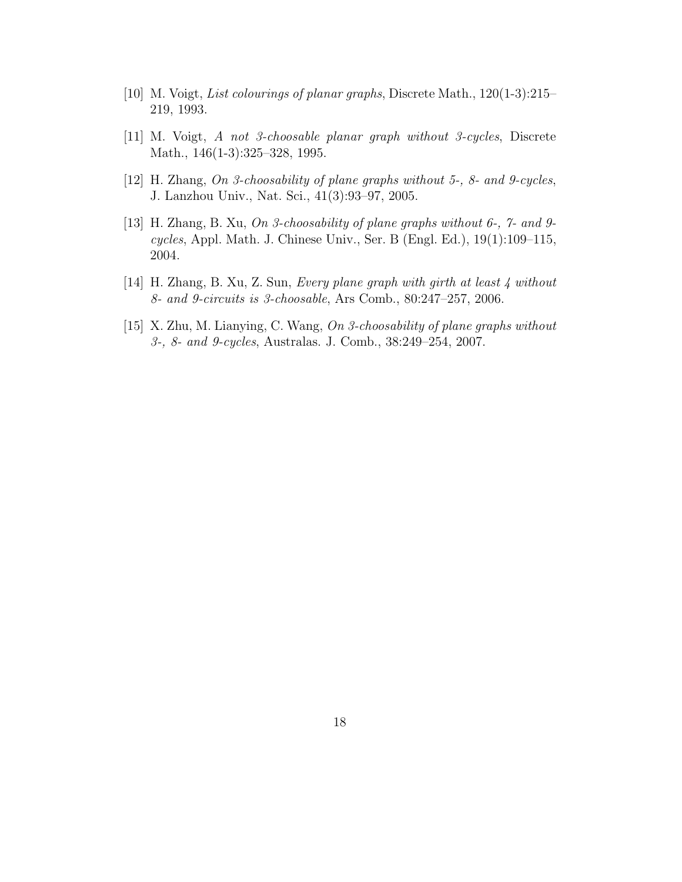[10] M. Voigt, *List colourings of planar graphs*, Discrete Math., 120(1-3):215–219, 1993.

[11] M. Voigt, *A not 3-choosable planar graph without 3-cycles*, Discrete Math., 146(1-3):325–328, 1995.

[12] H. Zhang, *On 3-choosability of plane graphs without 5-, 8- and 9-cycles*, J. Lanzhou Univ., Nat. Sci., 41(3):93–97, 2005.

[13] H. Zhang, B. Xu, *On 3-choosability of plane graphs without 6-, 7- and 9-cycles*, Appl. Math. J. Chinese Univ., Ser. B (Engl. Ed.), 19(1):109–115, 2004.

[14] H. Zhang, B. Xu, Z. Sun, *Every plane graph with girth at least 4 without 8- and 9-circuits is 3-choosable*, Ars Comb., 80:247–257, 2006.

[15] X. Zhu, M. Lianying, C. Wang, *On 3-choosability of plane graphs without 3-, 8- and 9-cycles*, Australas. J. Comb., 38:249–254, 2007.